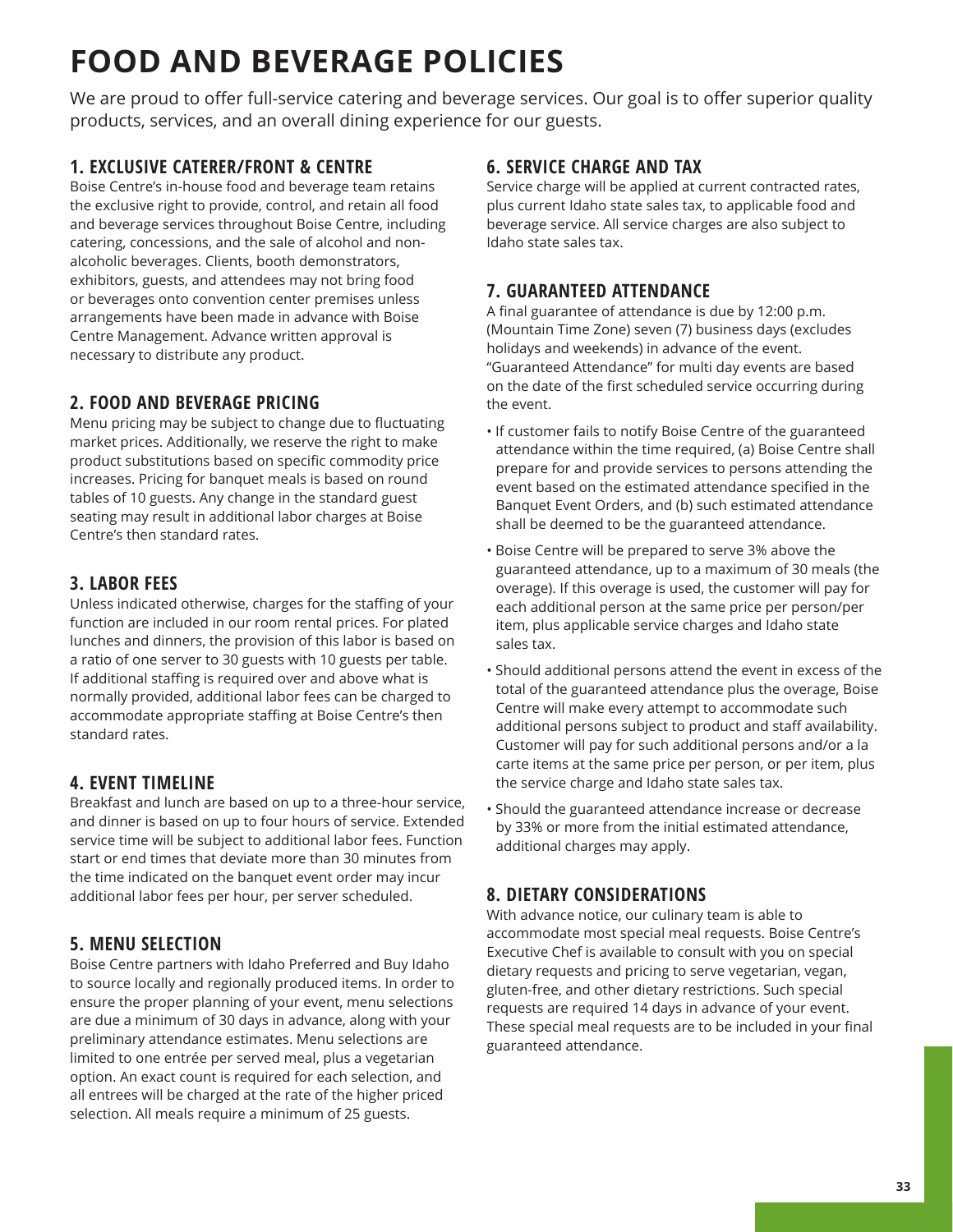# FOOD AND BEVERAGE POLICIES

We are proud to offer full-service catering and beverage services. Our goal is to offer superior quality products, services, and an overall dining experience for our guests.

## 1. EXCLUSIVE CATERER/FRONT & CENTRE

Boise Centre's in-house food and beverage team retains the exclusive right to provide, control, and retain all food and beverage services throughout Boise Centre, including catering, concessions, and the sale of alcohol and non-alcoholic beverages. Clients, booth demonstrators, exhibitors, guests, and attendees may not bring food or beverages onto convention center premises unless arrangements have been made in advance with Boise Centre Management. Advance written approval is necessary to distribute any product.

## 2. FOOD AND BEVERAGE PRICING

Menu pricing may be subject to change due to fluctuating market prices. Additionally, we reserve the right to make product substitutions based on specific commodity price increases. Pricing for banquet meals is based on round tables of 10 guests. Any change in the standard guest seating may result in additional labor charges at Boise Centre's then standard rates.

## 3. LABOR FEES

Unless indicated otherwise, charges for the staffing of your function are included in our room rental prices. For plated lunches and dinners, the provision of this labor is based on a ratio of one server to 30 guests with 10 guests per table. If additional staffing is required over and above what is normally provided, additional labor fees can be charged to accommodate appropriate staffing at Boise Centre's then standard rates.

## 4. EVENT TIMELINE

Breakfast and lunch are based on up to a three-hour service, and dinner is based on up to four hours of service. Extended service time will be subject to additional labor fees. Function start or end times that deviate more than 30 minutes from the time indicated on the banquet event order may incur additional labor fees per hour, per server scheduled.

## 5. MENU SELECTION

Boise Centre partners with Idaho Preferred and Buy Idaho to source locally and regionally produced items. In order to ensure the proper planning of your event, menu selections are due a minimum of 30 days in advance, along with your preliminary attendance estimates. Menu selections are limited to one entrée per served meal, plus a vegetarian option. An exact count is required for each selection, and all entrees will be charged at the rate of the higher priced selection. All meals require a minimum of 25 guests.

## 6. SERVICE CHARGE AND TAX

Service charge will be applied at current contracted rates, plus current Idaho state sales tax, to applicable food and beverage service. All service charges are also subject to Idaho state sales tax.

## 7. GUARANTEED ATTENDANCE

A final guarantee of attendance is due by 12:00 p.m. (Mountain Time Zone) seven (7) business days (excludes holidays and weekends) in advance of the event. "Guaranteed Attendance" for multi day events are based on the date of the first scheduled service occurring during the event.

- If customer fails to notify Boise Centre of the guaranteed attendance within the time required, (a) Boise Centre shall prepare for and provide services to persons attending the event based on the estimated attendance specified in the Banquet Event Orders, and (b) such estimated attendance shall be deemed to be the guaranteed attendance.
- Boise Centre will be prepared to serve 3% above the guaranteed attendance, up to a maximum of 30 meals (the overage). If this overage is used, the customer will pay for each additional person at the same price per person/per item, plus applicable service charges and Idaho state sales tax.
- Should additional persons attend the event in excess of the total of the guaranteed attendance plus the overage, Boise Centre will make every attempt to accommodate such additional persons subject to product and staff availability. Customer will pay for such additional persons and/or a la carte items at the same price per person, or per item, plus the service charge and Idaho state sales tax.
- Should the guaranteed attendance increase or decrease by 33% or more from the initial estimated attendance, additional charges may apply.

## 8. DIETARY CONSIDERATIONS

With advance notice, our culinary team is able to accommodate most special meal requests. Boise Centre's Executive Chef is available to consult with you on special dietary requests and pricing to serve vegetarian, vegan, gluten-free, and other dietary restrictions. Such special requests are required 14 days in advance of your event. These special meal requests are to be included in your final guaranteed attendance.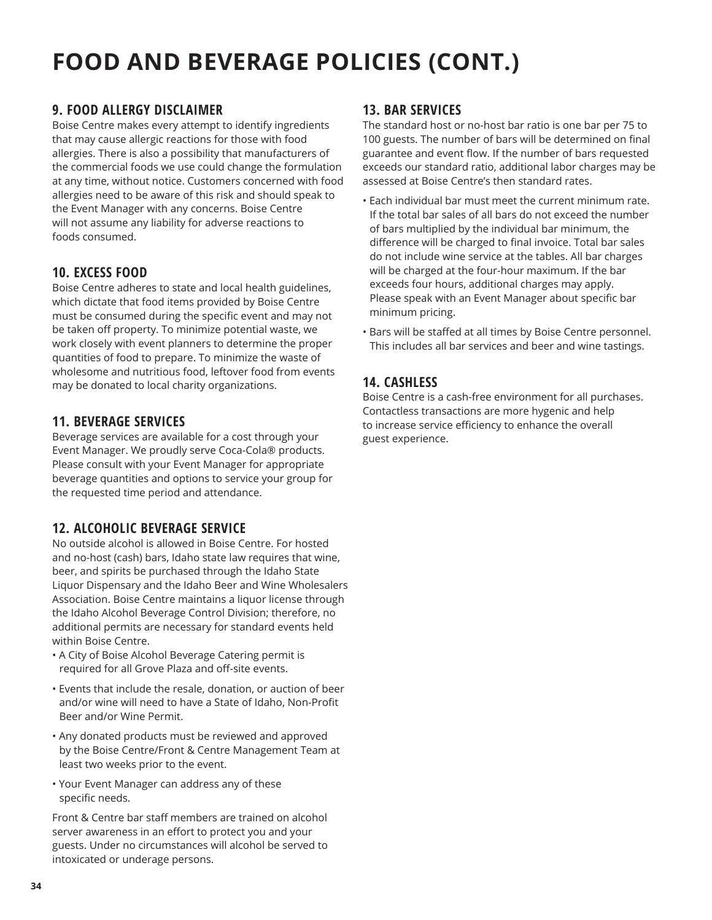# FOOD AND BEVERAGE POLICIES (CONT.)

## 9. FOOD ALLERGY DISCLAIMER

Boise Centre makes every attempt to identify ingredients that may cause allergic reactions for those with food allergies. There is also a possibility that manufacturers of the commercial foods we use could change the formulation at any time, without notice. Customers concerned with food allergies need to be aware of this risk and should speak to the Event Manager with any concerns. Boise Centre will not assume any liability for adverse reactions to foods consumed.

## 10. EXCESS FOOD

Boise Centre adheres to state and local health guidelines, which dictate that food items provided by Boise Centre must be consumed during the specific event and may not be taken off property. To minimize potential waste, we work closely with event planners to determine the proper quantities of food to prepare. To minimize the waste of wholesome and nutritious food, leftover food from events may be donated to local charity organizations.

## 11. BEVERAGE SERVICES

Beverage services are available for a cost through your Event Manager. We proudly serve Coca-Cola® products. Please consult with your Event Manager for appropriate beverage quantities and options to service your group for the requested time period and attendance.

## 12. ALCOHOLIC BEVERAGE SERVICE

No outside alcohol is allowed in Boise Centre. For hosted and no-host (cash) bars, Idaho state law requires that wine, beer, and spirits be purchased through the Idaho State Liquor Dispensary and the Idaho Beer and Wine Wholesalers Association. Boise Centre maintains a liquor license through the Idaho Alcohol Beverage Control Division; therefore, no additional permits are necessary for standard events held within Boise Centre.

- A City of Boise Alcohol Beverage Catering permit is required for all Grove Plaza and off-site events.
- Events that include the resale, donation, or auction of beer and/or wine will need to have a State of Idaho, Non-Profit Beer and/or Wine Permit.
- Any donated products must be reviewed and approved by the Boise Centre/Front & Centre Management Team at least two weeks prior to the event.
- Your Event Manager can address any of these specific needs.

Front & Centre bar staff members are trained on alcohol server awareness in an effort to protect you and your guests. Under no circumstances will alcohol be served to intoxicated or underage persons.

## 13. BAR SERVICES

The standard host or no-host bar ratio is one bar per 75 to 100 guests. The number of bars will be determined on final guarantee and event flow. If the number of bars requested exceeds our standard ratio, additional labor charges may be assessed at Boise Centre's then standard rates.

- Each individual bar must meet the current minimum rate. If the total bar sales of all bars do not exceed the number of bars multiplied by the individual bar minimum, the difference will be charged to final invoice. Total bar sales do not include wine service at the tables. All bar charges will be charged at the four-hour maximum. If the bar exceeds four hours, additional charges may apply. Please speak with an Event Manager about specific bar minimum pricing.
- Bars will be staffed at all times by Boise Centre personnel. This includes all bar services and beer and wine tastings.

## 14. CASHLESS

Boise Centre is a cash-free environment for all purchases. Contactless transactions are more hygenic and help to increase service efficiency to enhance the overall guest experience.